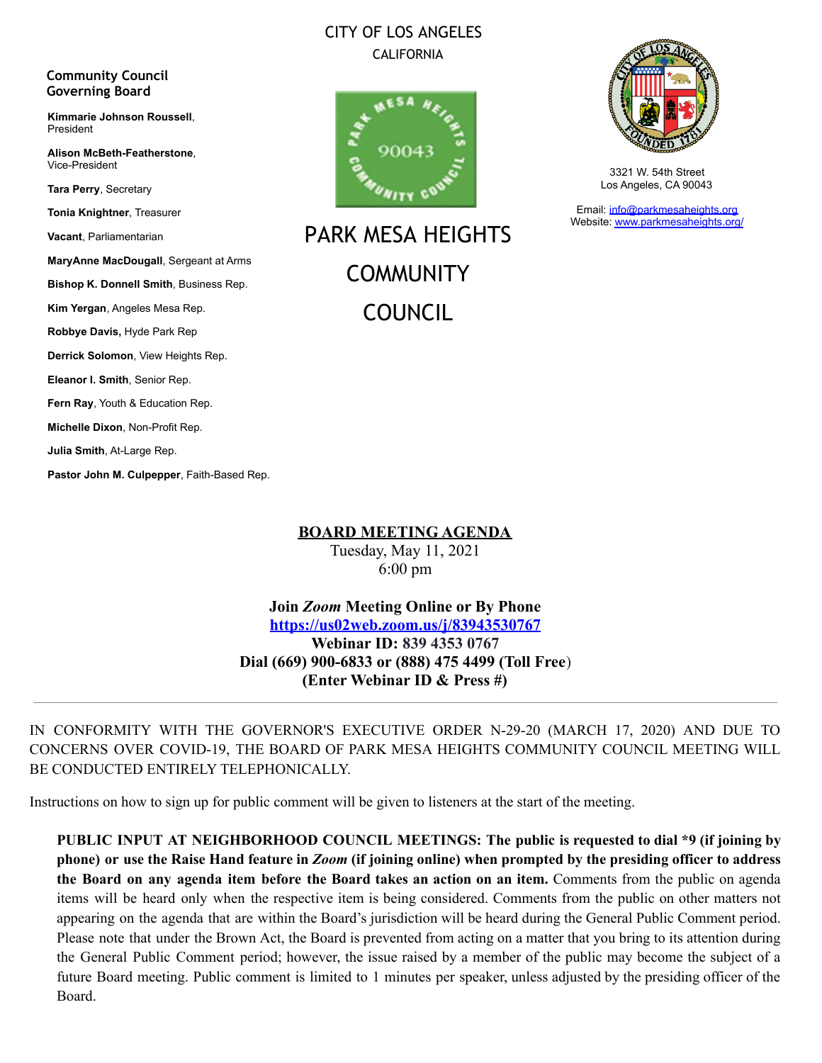CITY OF LOS ANGELES
CALIFORNIA

# PARK MESA HEIGHTS COMMUNITY COUNCIL

3321 W. 54th Street
Los Angeles, CA 90043

Email: [info@parkmesaheights.org](mailto:info@parkmesaheights.org)
Website: [www.parkmesaheights.org/](http://www.parkmesaheights.org/)

**Community Council Governing Board**

**Kimmarie Johnson Roussell**, President

**Alison McBeth-Featherstone**, Vice-President

**Tara Perry**, Secretary

**Tonia Knightner**, Treasurer

**Vacant**, Parliamentarian

**MaryAnne MacDougall**, Sergeant at Arms

**Bishop K. Donnell Smith**, Business Rep.

**Kim Yergan**, Angeles Mesa Rep.

**Robbye Davis,** Hyde Park Rep

**Derrick Solomon**, View Heights Rep.

**Eleanor I. Smith**, Senior Rep.

**Fern Ray**, Youth & Education Rep.

**Michelle Dixon**, Non-Profit Rep.

**Julia Smith**, At-Large Rep.

**Pastor John M. Culpepper**, Faith-Based Rep.

## BOARD MEETING AGENDA

Tuesday, May 11, 2021
6:00 pm

**Join *Zoom* Meeting Online or By Phone**
**[https://us02web.zoom.us/j/83943530767](https://us02web.zoom.us/j/83943530767)**
**Webinar ID: 839 4353 0767**
**Dial (669) 900-6833 or (888) 475 4499 (Toll Free)**
**(Enter Webinar ID & Press #)**

---

IN CONFORMITY WITH THE GOVERNOR'S EXECUTIVE ORDER N-29-20 (MARCH 17, 2020) AND DUE TO CONCERNS OVER COVID-19, THE BOARD OF PARK MESA HEIGHTS COMMUNITY COUNCIL MEETING WILL BE CONDUCTED ENTIRELY TELEPHONICALLY.

Instructions on how to sign up for public comment will be given to listeners at the start of the meeting.

> **PUBLIC INPUT AT NEIGHBORHOOD COUNCIL MEETINGS: The public is requested to dial *9 (if joining by phone) or use the Raise Hand feature in *Zoom* (if joining online) when prompted by the presiding officer to address the Board on any agenda item before the Board takes an action on an item.** Comments from the public on agenda items will be heard only when the respective item is being considered. Comments from the public on other matters not appearing on the agenda that are within the Board's jurisdiction will be heard during the General Public Comment period. Please note that under the Brown Act, the Board is prevented from acting on a matter that you bring to its attention during the General Public Comment period; however, the issue raised by a member of the public may become the subject of a future Board meeting. Public comment is limited to 1 minutes per speaker, unless adjusted by the presiding officer of the Board.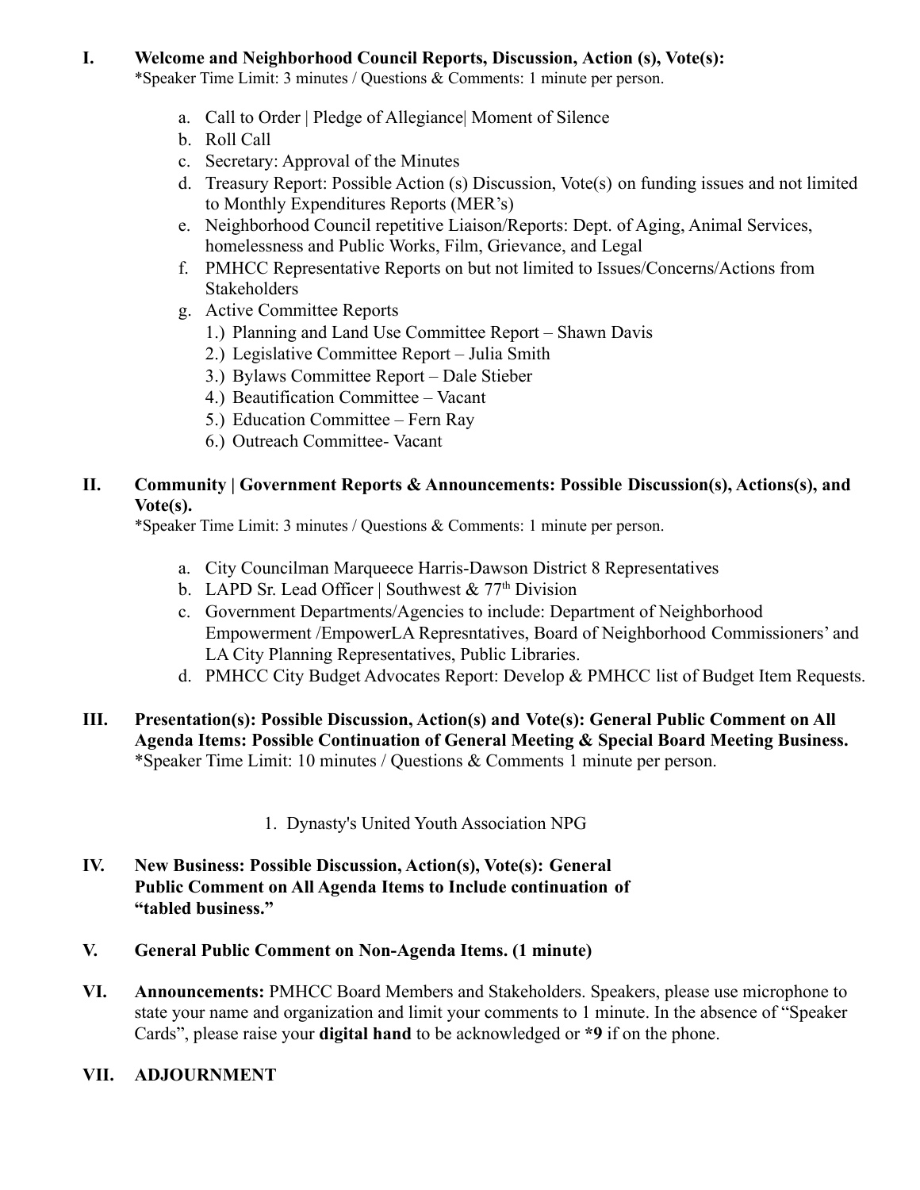**I. Welcome and Neighborhood Council Reports, Discussion, Action (s), Vote(s):**
*Speaker Time Limit: 3 minutes / Questions & Comments: 1 minute per person.

a. Call to Order | Pledge of Allegiance| Moment of Silence
b. Roll Call
c. Secretary: Approval of the Minutes
d. Treasury Report: Possible Action (s) Discussion, Vote(s) on funding issues and not limited to Monthly Expenditures Reports (MER's)
e. Neighborhood Council repetitive Liaison/Reports: Dept. of Aging, Animal Services, homelessness and Public Works, Film, Grievance, and Legal
f. PMHCC Representative Reports on but not limited to Issues/Concerns/Actions from Stakeholders
g. Active Committee Reports
   1.) Planning and Land Use Committee Report – Shawn Davis
   2.) Legislative Committee Report – Julia Smith
   3.) Bylaws Committee Report – Dale Stieber
   4.) Beautification Committee – Vacant
   5.) Education Committee – Fern Ray
   6.) Outreach Committee- Vacant

**II. Community | Government Reports & Announcements: Possible Discussion(s), Actions(s), and Vote(s).**
*Speaker Time Limit: 3 minutes / Questions & Comments: 1 minute per person.

a. City Councilman Marqueece Harris-Dawson District 8 Representatives
b. LAPD Sr. Lead Officer | Southwest & 77th Division
c. Government Departments/Agencies to include: Department of Neighborhood Empowerment /EmpowerLA Represntatives, Board of Neighborhood Commissioners' and LA City Planning Representatives, Public Libraries.
d. PMHCC City Budget Advocates Report: Develop & PMHCC list of Budget Item Requests.

**III. Presentation(s): Possible Discussion, Action(s) and Vote(s): General Public Comment on All Agenda Items: Possible Continuation of General Meeting & Special Board Meeting Business.**
*Speaker Time Limit: 10 minutes / Questions & Comments 1 minute per person.

1. Dynasty's United Youth Association NPG

**IV. New Business: Possible Discussion, Action(s), Vote(s): General Public Comment on All Agenda Items to Include continuation of "tabled business."**

**V. General Public Comment on Non-Agenda Items. (1 minute)**

**VI. Announcements:** PMHCC Board Members and Stakeholders. Speakers, please use microphone to state your name and organization and limit your comments to 1 minute. In the absence of "Speaker Cards", please raise your **digital hand** to be acknowledged or ***9** if on the phone.

**VII. ADJOURNMENT**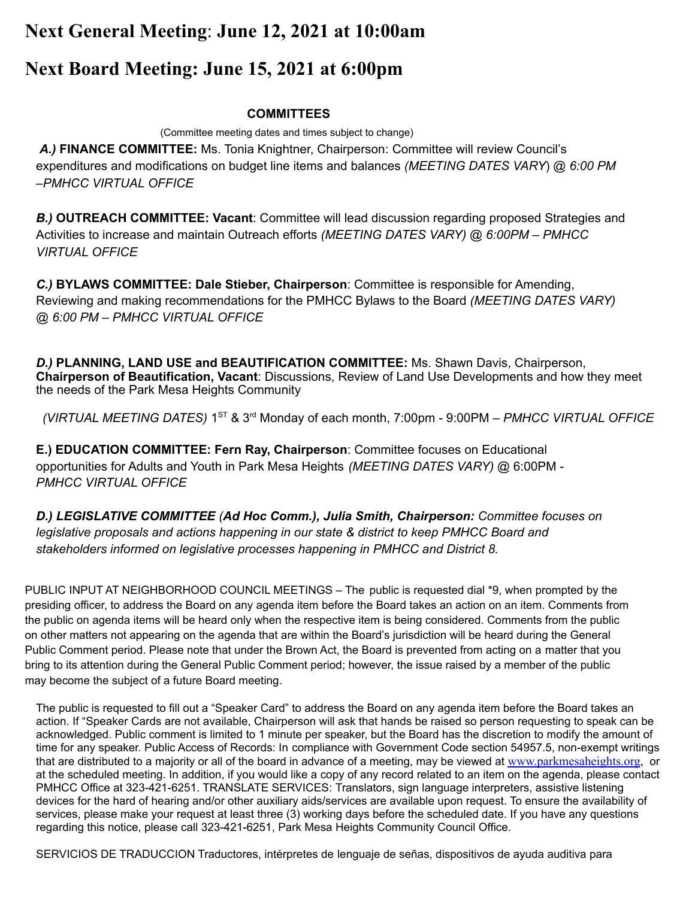# Next General Meeting: June 12, 2021 at 10:00am

# Next Board Meeting: June 15, 2021 at 6:00pm

**COMMITTEES**

(Committee meeting dates and times subject to change)

***A.)*** **FINANCE COMMITTEE:** Ms. Tonia Knightner, Chairperson: Committee will review Council's expenditures and modifications on budget line items and balances *(MEETING DATES VARY*) @ *6:00 PM –PMHCC VIRTUAL OFFICE*

***B.)*** **OUTREACH COMMITTEE: Vacant**: Committee will lead discussion regarding proposed Strategies and Activities to increase and maintain Outreach efforts *(MEETING DATES VARY) @ 6:00PM – PMHCC VIRTUAL OFFICE*

***C.)*** **BYLAWS COMMITTEE: Dale Stieber, Chairperson**: Committee is responsible for Amending, Reviewing and making recommendations for the PMHCC Bylaws to the Board *(MEETING DATES VARY) @ 6:00 PM – PMHCC VIRTUAL OFFICE*

***D.)*** **PLANNING, LAND USE and BEAUTIFICATION COMMITTEE:** Ms. Shawn Davis, Chairperson, **Chairperson of Beautification, Vacant**: Discussions, Review of Land Use Developments and how they meet the needs of the Park Mesa Heights Community

*(VIRTUAL MEETING DATES)* 1ST & 3rd Monday of each month, 7:00pm - 9:00PM – *PMHCC VIRTUAL OFFICE*

**E.) EDUCATION COMMITTEE: Fern Ray, Chairperson**: Committee focuses on Educational opportunities for Adults and Youth in Park Mesa Heights *(MEETING DATES VARY)* @ 6:00PM - *PMHCC VIRTUAL OFFICE*

***D.) LEGISLATIVE COMMITTEE (Ad Hoc Comm.), Julia Smith, Chairperson:*** *Committee focuses on legislative proposals and actions happening in our state & district to keep PMHCC Board and stakeholders informed on legislative processes happening in PMHCC and District 8.*

PUBLIC INPUT AT NEIGHBORHOOD COUNCIL MEETINGS – The public is requested dial *9, when prompted by the presiding officer, to address the Board on any agenda item before the Board takes an action on an item. Comments from the public on agenda items will be heard only when the respective item is being considered. Comments from the public on other matters not appearing on the agenda that are within the Board's jurisdiction will be heard during the General Public Comment period. Please note that under the Brown Act, the Board is prevented from acting on a matter that you bring to its attention during the General Public Comment period; however, the issue raised by a member of the public may become the subject of a future Board meeting.

The public is requested to fill out a "Speaker Card" to address the Board on any agenda item before the Board takes an action. If "Speaker Cards are not available, Chairperson will ask that hands be raised so person requesting to speak can be acknowledged. Public comment is limited to 1 minute per speaker, but the Board has the discretion to modify the amount of time for any speaker. Public Access of Records: In compliance with Government Code section 54957.5, non-exempt writings that are distributed to a majority or all of the board in advance of a meeting, may be viewed at www.parkmesaheights.org, or at the scheduled meeting. In addition, if you would like a copy of any record related to an item on the agenda, please contact PMHCC Office at 323-421-6251. TRANSLATE SERVICES: Translators, sign language interpreters, assistive listening devices for the hard of hearing and/or other auxiliary aids/services are available upon request. To ensure the availability of services, please make your request at least three (3) working days before the scheduled date. If you have any questions regarding this notice, please call 323-421-6251, Park Mesa Heights Community Council Office.

SERVICIOS DE TRADUCCION Traductores, intérpretes de lenguaje de señas, dispositivos de ayuda auditiva para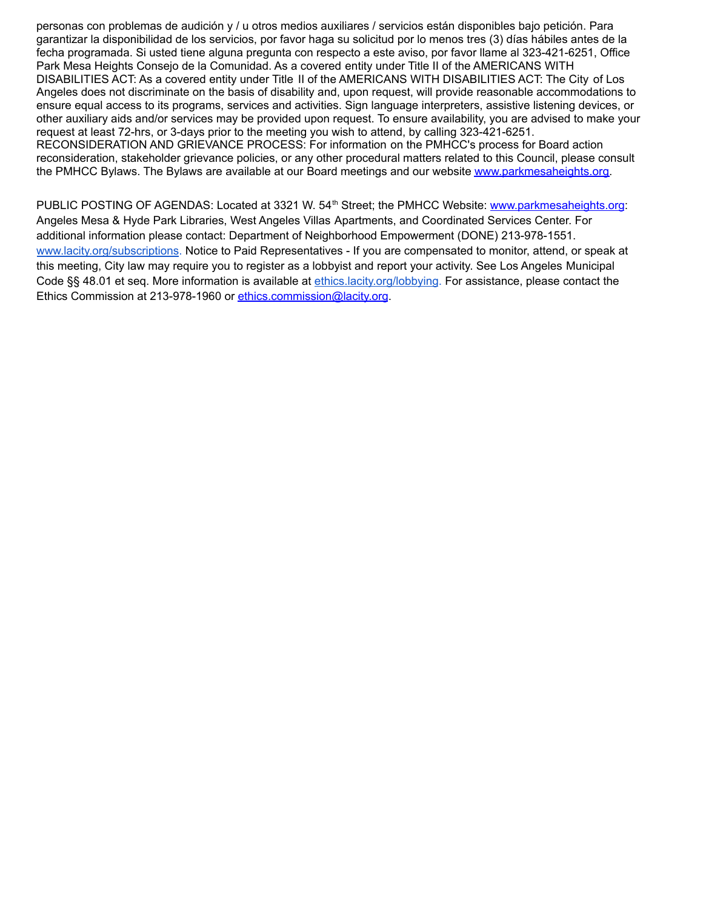personas con problemas de audición y / u otros medios auxiliares / servicios están disponibles bajo petición. Para garantizar la disponibilidad de los servicios, por favor haga su solicitud por lo menos tres (3) días hábiles antes de la fecha programada. Si usted tiene alguna pregunta con respecto a este aviso, por favor llame al 323-421-6251, Office Park Mesa Heights Consejo de la Comunidad. As a covered entity under Title II of the AMERICANS WITH DISABILITIES ACT: As a covered entity under Title II of the AMERICANS WITH DISABILITIES ACT: The City of Los Angeles does not discriminate on the basis of disability and, upon request, will provide reasonable accommodations to ensure equal access to its programs, services and activities. Sign language interpreters, assistive listening devices, or other auxiliary aids and/or services may be provided upon request. To ensure availability, you are advised to make your request at least 72-hrs, or 3-days prior to the meeting you wish to attend, by calling 323-421-6251. RECONSIDERATION AND GRIEVANCE PROCESS: For information on the PMHCC's process for Board action reconsideration, stakeholder grievance policies, or any other procedural matters related to this Council, please consult the PMHCC Bylaws. The Bylaws are available at our Board meetings and our website [www.parkmesaheights.org](http://www.parkmesaheights.org).

PUBLIC POSTING OF AGENDAS: Located at 3321 W. 54th Street; the PMHCC Website: [www.parkmesaheights.org](http://www.parkmesaheights.org): Angeles Mesa & Hyde Park Libraries, West Angeles Villas Apartments, and Coordinated Services Center. For additional information please contact: Department of Neighborhood Empowerment (DONE) 213-978-1551. [www.lacity.org/subscriptions](http://www.lacity.org/subscriptions). Notice to Paid Representatives - If you are compensated to monitor, attend, or speak at this meeting, City law may require you to register as a lobbyist and report your activity. See Los Angeles Municipal Code §§ 48.01 et seq. More information is available at [ethics.lacity.org/lobbying](http://ethics.lacity.org/lobbying). For assistance, please contact the Ethics Commission at 213-978-1960 or [ethics.commission@lacity.org](mailto:ethics.commission@lacity.org).